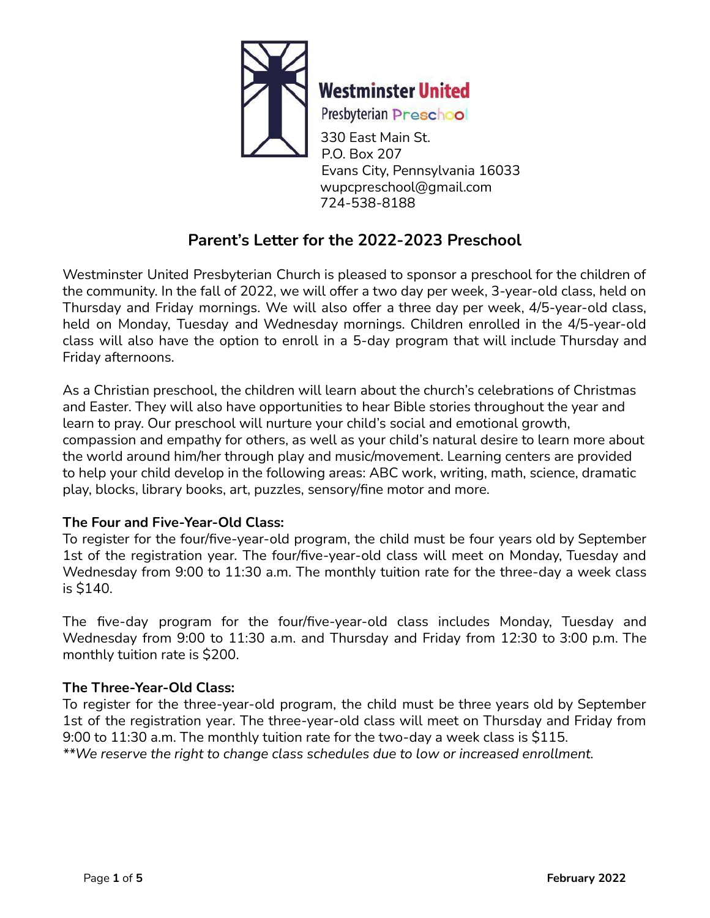**Westminster United**
Presbyterian Preschool

330 East Main St.
P.O. Box 207
Evans City, Pennsylvania 16033
wupcpreschool@gmail.com
724-538-8188

# Parent's Letter for the 2022-2023 Preschool

Westminster United Presbyterian Church is pleased to sponsor a preschool for the children of the community. In the fall of 2022, we will offer a two day per week, 3-year-old class, held on Thursday and Friday mornings. We will also offer a three day per week, 4/5-year-old class, held on Monday, Tuesday and Wednesday mornings. Children enrolled in the 4/5-year-old class will also have the option to enroll in a 5-day program that will include Thursday and Friday afternoons.

As a Christian preschool, the children will learn about the church's celebrations of Christmas and Easter. They will also have opportunities to hear Bible stories throughout the year and learn to pray. Our preschool will nurture your child's social and emotional growth, compassion and empathy for others, as well as your child's natural desire to learn more about the world around him/her through play and music/movement. Learning centers are provided to help your child develop in the following areas: ABC work, writing, math, science, dramatic play, blocks, library books, art, puzzles, sensory/fine motor and more.

**The Four and Five-Year-Old Class:**
To register for the four/five-year-old program, the child must be four years old by September 1st of the registration year. The four/five-year-old class will meet on Monday, Tuesday and Wednesday from 9:00 to 11:30 a.m. The monthly tuition rate for the three-day a week class is $140.

The five-day program for the four/five-year-old class includes Monday, Tuesday and Wednesday from 9:00 to 11:30 a.m. and Thursday and Friday from 12:30 to 3:00 p.m. The monthly tuition rate is $200.

**The Three-Year-Old Class:**
To register for the three-year-old program, the child must be three years old by September 1st of the registration year. The three-year-old class will meet on Thursday and Friday from 9:00 to 11:30 a.m. The monthly tuition rate for the two-day a week class is $115.
*\*\*We reserve the right to change class schedules due to low or increased enrollment.*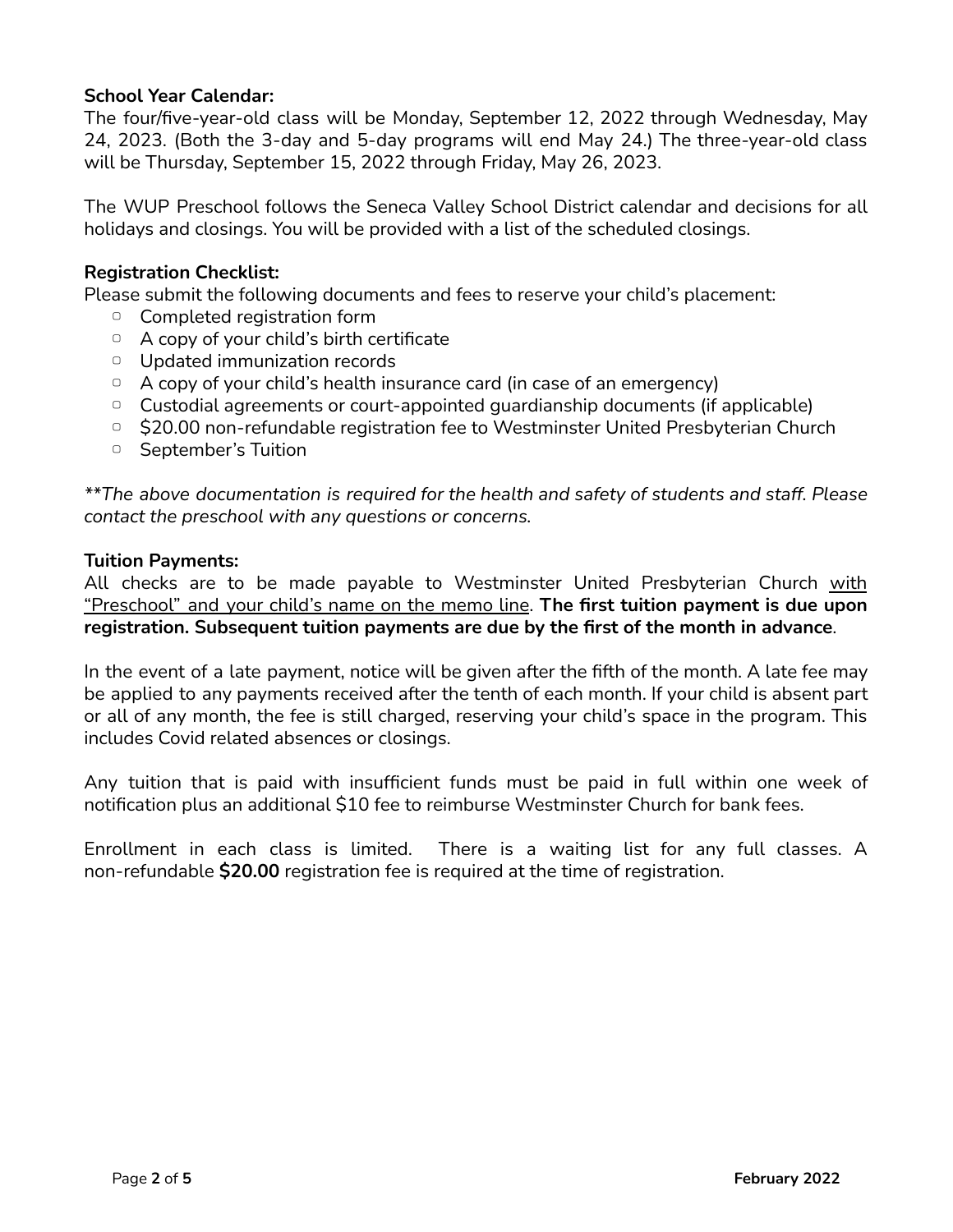**School Year Calendar:**
The four/five-year-old class will be Monday, September 12, 2022 through Wednesday, May 24, 2023. (Both the 3-day and 5-day programs will end May 24.) The three-year-old class will be Thursday, September 15, 2022 through Friday, May 26, 2023.

The WUP Preschool follows the Seneca Valley School District calendar and decisions for all holidays and closings. You will be provided with a list of the scheduled closings.

**Registration Checklist:**
Please submit the following documents and fees to reserve your child's placement:

- Completed registration form
- A copy of your child's birth certificate
- Updated immunization records
- A copy of your child's health insurance card (in case of an emergency)
- Custodial agreements or court-appointed guardianship documents (if applicable)
- $20.00 non-refundable registration fee to Westminster United Presbyterian Church
- September's Tuition

*\*\*The above documentation is required for the health and safety of students and staff. Please contact the preschool with any questions or concerns.*

**Tuition Payments:**
All checks are to be made payable to Westminster United Presbyterian Church <u>with "Preschool" and your child's name on the memo line</u>. **The first tuition payment is due upon registration. Subsequent tuition payments are due by the first of the month in advance**.

In the event of a late payment, notice will be given after the fifth of the month. A late fee may be applied to any payments received after the tenth of each month. If your child is absent part or all of any month, the fee is still charged, reserving your child's space in the program. This includes Covid related absences or closings.

Any tuition that is paid with insufficient funds must be paid in full within one week of notification plus an additional $10 fee to reimburse Westminster Church for bank fees.

Enrollment in each class is limited. There is a waiting list for any full classes. A non-refundable **$20.00** registration fee is required at the time of registration.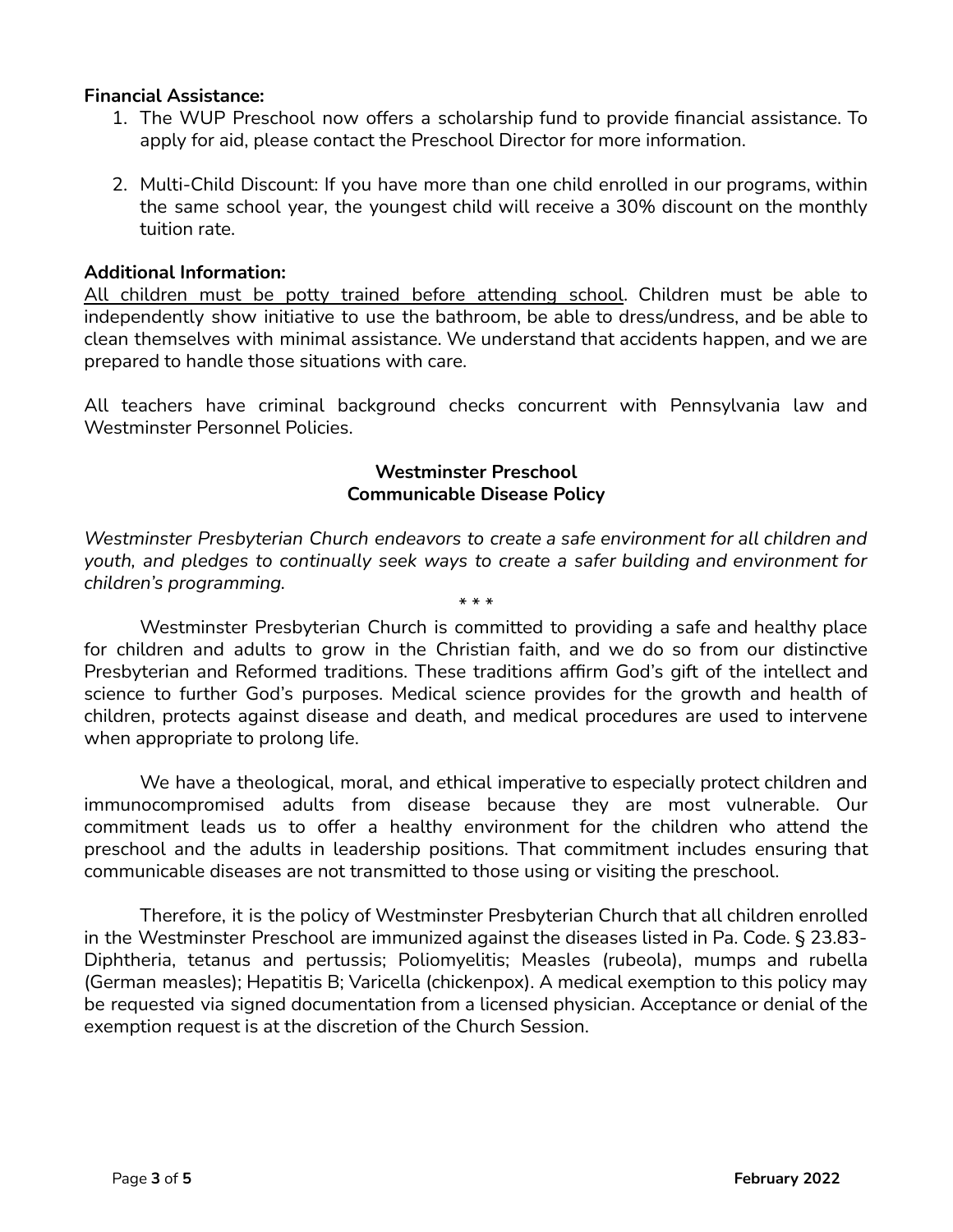**Financial Assistance:**

1. The WUP Preschool now offers a scholarship fund to provide financial assistance. To apply for aid, please contact the Preschool Director for more information.

2. Multi-Child Discount: If you have more than one child enrolled in our programs, within the same school year, the youngest child will receive a 30% discount on the monthly tuition rate.

**Additional Information:**

<u>All children must be potty trained before attending school</u>. Children must be able to independently show initiative to use the bathroom, be able to dress/undress, and be able to clean themselves with minimal assistance. We understand that accidents happen, and we are prepared to handle those situations with care.

All teachers have criminal background checks concurrent with Pennsylvania law and Westminster Personnel Policies.

**Westminster Preschool**
**Communicable Disease Policy**

*Westminster Presbyterian Church endeavors to create a safe environment for all children and youth, and pledges to continually seek ways to create a safer building and environment for children's programming.*

\* \* \*

Westminster Presbyterian Church is committed to providing a safe and healthy place for children and adults to grow in the Christian faith, and we do so from our distinctive Presbyterian and Reformed traditions. These traditions affirm God's gift of the intellect and science to further God's purposes. Medical science provides for the growth and health of children, protects against disease and death, and medical procedures are used to intervene when appropriate to prolong life.

We have a theological, moral, and ethical imperative to especially protect children and immunocompromised adults from disease because they are most vulnerable. Our commitment leads us to offer a healthy environment for the children who attend the preschool and the adults in leadership positions. That commitment includes ensuring that communicable diseases are not transmitted to those using or visiting the preschool.

Therefore, it is the policy of Westminster Presbyterian Church that all children enrolled in the Westminster Preschool are immunized against the diseases listed in Pa. Code. § 23.83- Diphtheria, tetanus and pertussis; Poliomyelitis; Measles (rubeola), mumps and rubella (German measles); Hepatitis B; Varicella (chickenpox). A medical exemption to this policy may be requested via signed documentation from a licensed physician. Acceptance or denial of the exemption request is at the discretion of the Church Session.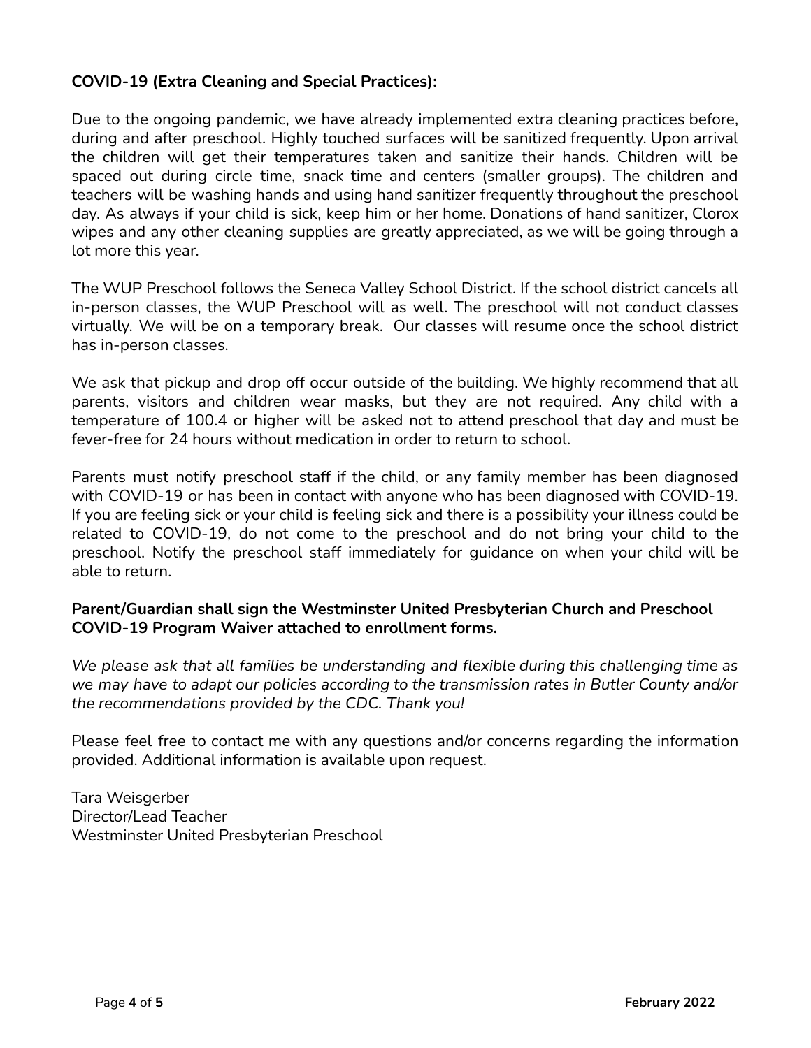**COVID-19 (Extra Cleaning and Special Practices):**

Due to the ongoing pandemic, we have already implemented extra cleaning practices before, during and after preschool. Highly touched surfaces will be sanitized frequently. Upon arrival the children will get their temperatures taken and sanitize their hands. Children will be spaced out during circle time, snack time and centers (smaller groups). The children and teachers will be washing hands and using hand sanitizer frequently throughout the preschool day. As always if your child is sick, keep him or her home. Donations of hand sanitizer, Clorox wipes and any other cleaning supplies are greatly appreciated, as we will be going through a lot more this year.

The WUP Preschool follows the Seneca Valley School District. If the school district cancels all in-person classes, the WUP Preschool will as well. The preschool will not conduct classes virtually. We will be on a temporary break. Our classes will resume once the school district has in-person classes.

We ask that pickup and drop off occur outside of the building. We highly recommend that all parents, visitors and children wear masks, but they are not required. Any child with a temperature of 100.4 or higher will be asked not to attend preschool that day and must be fever-free for 24 hours without medication in order to return to school.

Parents must notify preschool staff if the child, or any family member has been diagnosed with COVID-19 or has been in contact with anyone who has been diagnosed with COVID-19. If you are feeling sick or your child is feeling sick and there is a possibility your illness could be related to COVID-19, do not come to the preschool and do not bring your child to the preschool. Notify the preschool staff immediately for guidance on when your child will be able to return.

**Parent/Guardian shall sign the Westminster United Presbyterian Church and Preschool COVID-19 Program Waiver attached to enrollment forms.**

*We please ask that all families be understanding and flexible during this challenging time as we may have to adapt our policies according to the transmission rates in Butler County and/or the recommendations provided by the CDC. Thank you!*

Please feel free to contact me with any questions and/or concerns regarding the information provided. Additional information is available upon request.

Tara Weisgerber
Director/Lead Teacher
Westminster United Presbyterian Preschool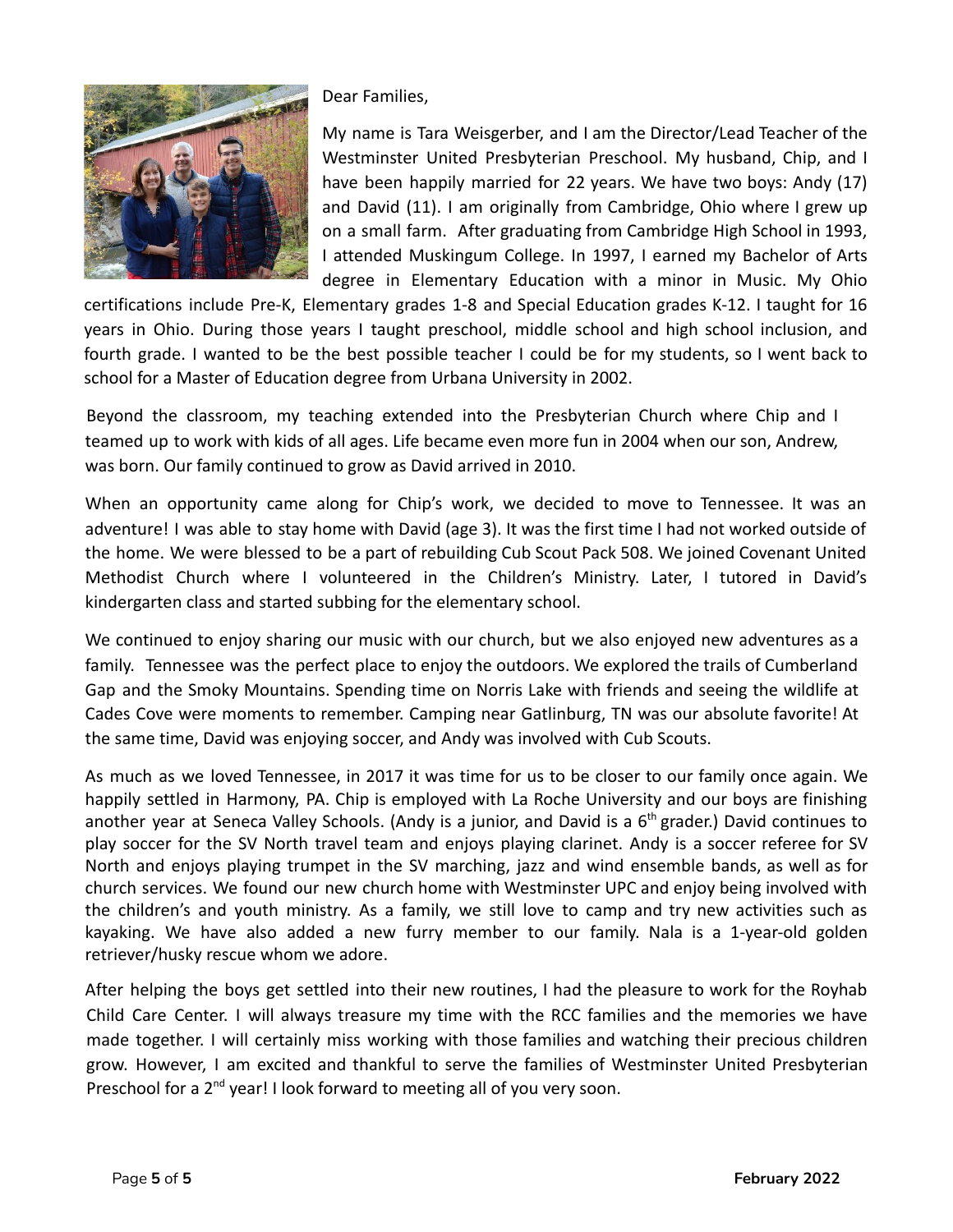Dear Families,

My name is Tara Weisgerber, and I am the Director/Lead Teacher of the Westminster United Presbyterian Preschool. My husband, Chip, and I have been happily married for 22 years. We have two boys: Andy (17) and David (11). I am originally from Cambridge, Ohio where I grew up on a small farm. After graduating from Cambridge High School in 1993, I attended Muskingum College. In 1997, I earned my Bachelor of Arts degree in Elementary Education with a minor in Music. My Ohio certifications include Pre-K, Elementary grades 1-8 and Special Education grades K-12. I taught for 16 years in Ohio. During those years I taught preschool, middle school and high school inclusion, and fourth grade. I wanted to be the best possible teacher I could be for my students, so I went back to school for a Master of Education degree from Urbana University in 2002.

Beyond the classroom, my teaching extended into the Presbyterian Church where Chip and I teamed up to work with kids of all ages. Life became even more fun in 2004 when our son, Andrew, was born. Our family continued to grow as David arrived in 2010.

When an opportunity came along for Chip's work, we decided to move to Tennessee. It was an adventure! I was able to stay home with David (age 3). It was the first time I had not worked outside of the home. We were blessed to be a part of rebuilding Cub Scout Pack 508. We joined Covenant United Methodist Church where I volunteered in the Children's Ministry. Later, I tutored in David's kindergarten class and started subbing for the elementary school.

We continued to enjoy sharing our music with our church, but we also enjoyed new adventures as a family. Tennessee was the perfect place to enjoy the outdoors. We explored the trails of Cumberland Gap and the Smoky Mountains. Spending time on Norris Lake with friends and seeing the wildlife at Cades Cove were moments to remember. Camping near Gatlinburg, TN was our absolute favorite! At the same time, David was enjoying soccer, and Andy was involved with Cub Scouts.

As much as we loved Tennessee, in 2017 it was time for us to be closer to our family once again. We happily settled in Harmony, PA. Chip is employed with La Roche University and our boys are finishing another year at Seneca Valley Schools. (Andy is a junior, and David is a 6th grader.) David continues to play soccer for the SV North travel team and enjoys playing clarinet. Andy is a soccer referee for SV North and enjoys playing trumpet in the SV marching, jazz and wind ensemble bands, as well as for church services. We found our new church home with Westminster UPC and enjoy being involved with the children's and youth ministry. As a family, we still love to camp and try new activities such as kayaking. We have also added a new furry member to our family. Nala is a 1-year-old golden retriever/husky rescue whom we adore.

After helping the boys get settled into their new routines, I had the pleasure to work for the Royhab Child Care Center. I will always treasure my time with the RCC families and the memories we have made together. I will certainly miss working with those families and watching their precious children grow. However, I am excited and thankful to serve the families of Westminster United Presbyterian Preschool for a 2nd year! I look forward to meeting all of you very soon.